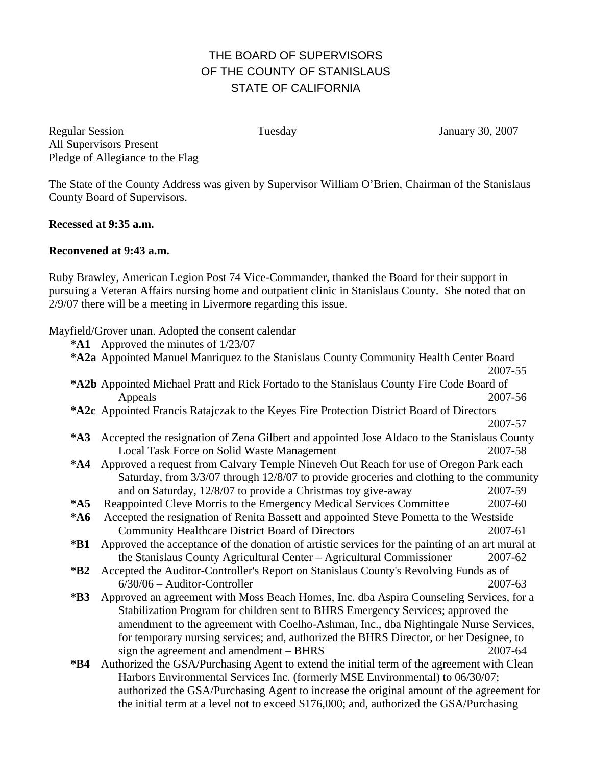# THE BOARD OF SUPERVISORS
# OF THE COUNTY OF STANISLAUS
# STATE OF CALIFORNIA

Regular Session    Tuesday    January 30, 2007
All Supervisors Present
Pledge of Allegiance to the Flag

The State of the County Address was given by Supervisor William O'Brien, Chairman of the Stanislaus County Board of Supervisors.

**Recessed at 9:35 a.m.**

**Reconvened at 9:43 a.m.**

Ruby Brawley, American Legion Post 74 Vice-Commander, thanked the Board for their support in pursuing a Veteran Affairs nursing home and outpatient clinic in Stanislaus County. She noted that on 2/9/07 there will be a meeting in Livermore regarding this issue.

Mayfield/Grover unan. Adopted the consent calendar

**\*A1** Approved the minutes of 1/23/07

**\*A2a** Appointed Manuel Manriquez to the Stanislaus County Community Health Center Board 2007-55

**\*A2b** Appointed Michael Pratt and Rick Fortado to the Stanislaus County Fire Code Board of Appeals 2007-56

**\*A2c** Appointed Francis Ratajczak to the Keyes Fire Protection District Board of Directors 2007-57

**\*A3** Accepted the resignation of Zena Gilbert and appointed Jose Aldaco to the Stanislaus County Local Task Force on Solid Waste Management 2007-58

**\*A4** Approved a request from Calvary Temple Nineveh Out Reach for use of Oregon Park each Saturday, from 3/3/07 through 12/8/07 to provide groceries and clothing to the community and on Saturday, 12/8/07 to provide a Christmas toy give-away 2007-59

**\*A5** Reappointed Cleve Morris to the Emergency Medical Services Committee 2007-60

**\*A6** Accepted the resignation of Renita Bassett and appointed Steve Pometta to the Westside Community Healthcare District Board of Directors 2007-61

**\*B1** Approved the acceptance of the donation of artistic services for the painting of an art mural at the Stanislaus County Agricultural Center – Agricultural Commissioner 2007-62

**\*B2** Accepted the Auditor-Controller's Report on Stanislaus County's Revolving Funds as of 6/30/06 – Auditor-Controller 2007-63

**\*B3** Approved an agreement with Moss Beach Homes, Inc. dba Aspira Counseling Services, for a Stabilization Program for children sent to BHRS Emergency Services; approved the amendment to the agreement with Coelho-Ashman, Inc., dba Nightingale Nurse Services, for temporary nursing services; and, authorized the BHRS Director, or her Designee, to sign the agreement and amendment – BHRS 2007-64

**\*B4** Authorized the GSA/Purchasing Agent to extend the initial term of the agreement with Clean Harbors Environmental Services Inc. (formerly MSE Environmental) to 06/30/07; authorized the GSA/Purchasing Agent to increase the original amount of the agreement for the initial term at a level not to exceed $176,000; and, authorized the GSA/Purchasing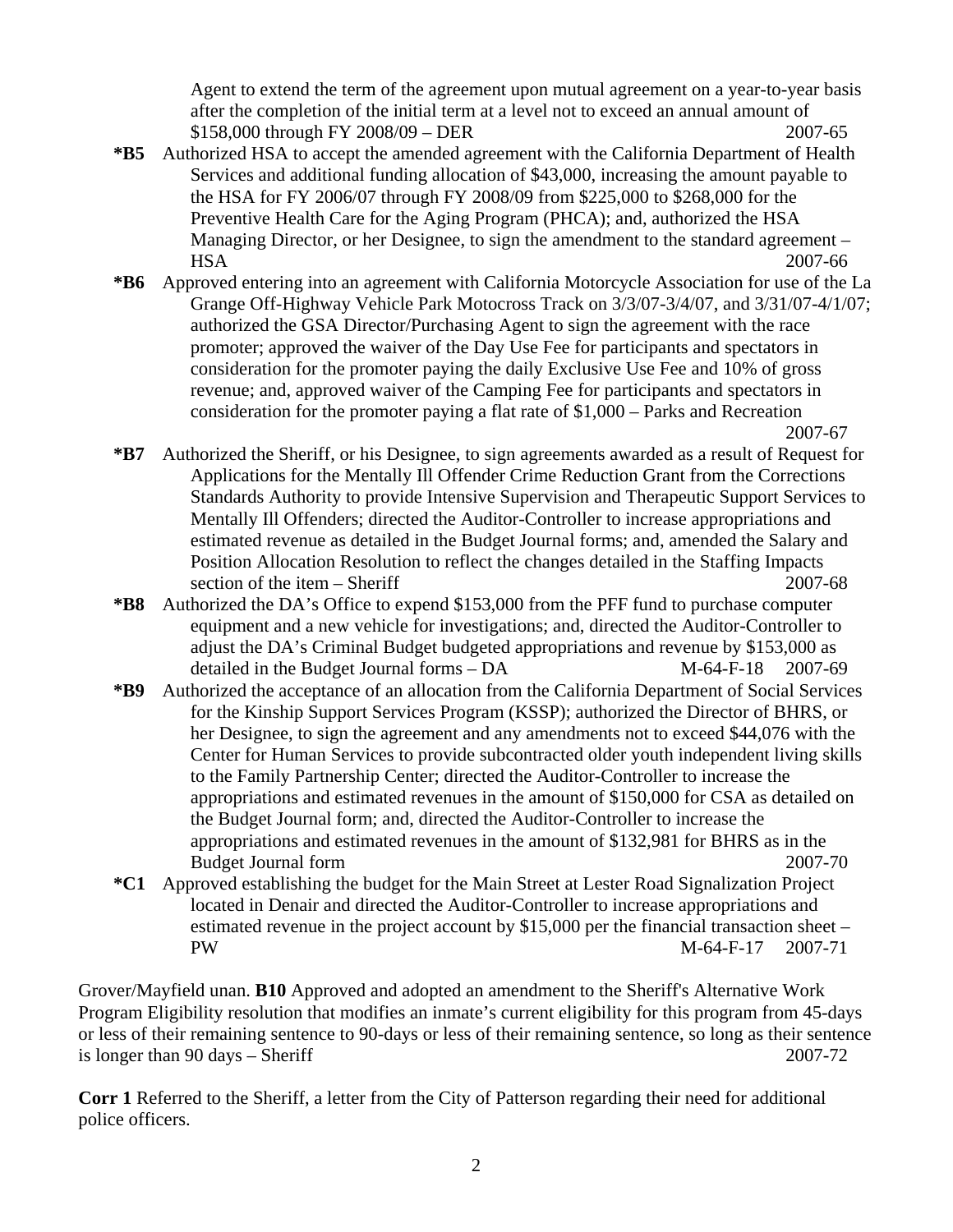Agent to extend the term of the agreement upon mutual agreement on a year-to-year basis after the completion of the initial term at a level not to exceed an annual amount of $158,000 through FY 2008/09 – DER 2007-65

**\*B5** Authorized HSA to accept the amended agreement with the California Department of Health Services and additional funding allocation of $43,000, increasing the amount payable to the HSA for FY 2006/07 through FY 2008/09 from $225,000 to $268,000 for the Preventive Health Care for the Aging Program (PHCA); and, authorized the HSA Managing Director, or her Designee, to sign the amendment to the standard agreement – HSA 2007-66

**\*B6** Approved entering into an agreement with California Motorcycle Association for use of the La Grange Off-Highway Vehicle Park Motocross Track on 3/3/07-3/4/07, and 3/31/07-4/1/07; authorized the GSA Director/Purchasing Agent to sign the agreement with the race promoter; approved the waiver of the Day Use Fee for participants and spectators in consideration for the promoter paying the daily Exclusive Use Fee and 10% of gross revenue; and, approved waiver of the Camping Fee for participants and spectators in consideration for the promoter paying a flat rate of $1,000 – Parks and Recreation 2007-67

**\*B7** Authorized the Sheriff, or his Designee, to sign agreements awarded as a result of Request for Applications for the Mentally Ill Offender Crime Reduction Grant from the Corrections Standards Authority to provide Intensive Supervision and Therapeutic Support Services to Mentally Ill Offenders; directed the Auditor-Controller to increase appropriations and estimated revenue as detailed in the Budget Journal forms; and, amended the Salary and Position Allocation Resolution to reflect the changes detailed in the Staffing Impacts section of the item – Sheriff 2007-68

**\*B8** Authorized the DA's Office to expend $153,000 from the PFF fund to purchase computer equipment and a new vehicle for investigations; and, directed the Auditor-Controller to adjust the DA's Criminal Budget budgeted appropriations and revenue by $153,000 as detailed in the Budget Journal forms – DA M-64-F-18 2007-69

**\*B9** Authorized the acceptance of an allocation from the California Department of Social Services for the Kinship Support Services Program (KSSP); authorized the Director of BHRS, or her Designee, to sign the agreement and any amendments not to exceed $44,076 with the Center for Human Services to provide subcontracted older youth independent living skills to the Family Partnership Center; directed the Auditor-Controller to increase the appropriations and estimated revenues in the amount of $150,000 for CSA as detailed on the Budget Journal form; and, directed the Auditor-Controller to increase the appropriations and estimated revenues in the amount of $132,981 for BHRS as in the Budget Journal form 2007-70

**\*C1** Approved establishing the budget for the Main Street at Lester Road Signalization Project located in Denair and directed the Auditor-Controller to increase appropriations and estimated revenue in the project account by $15,000 per the financial transaction sheet – PW M-64-F-17 2007-71

Grover/Mayfield unan. **B10** Approved and adopted an amendment to the Sheriff's Alternative Work Program Eligibility resolution that modifies an inmate's current eligibility for this program from 45-days or less of their remaining sentence to 90-days or less of their remaining sentence, so long as their sentence is longer than 90 days – Sheriff 2007-72

**Corr 1** Referred to the Sheriff, a letter from the City of Patterson regarding their need for additional police officers.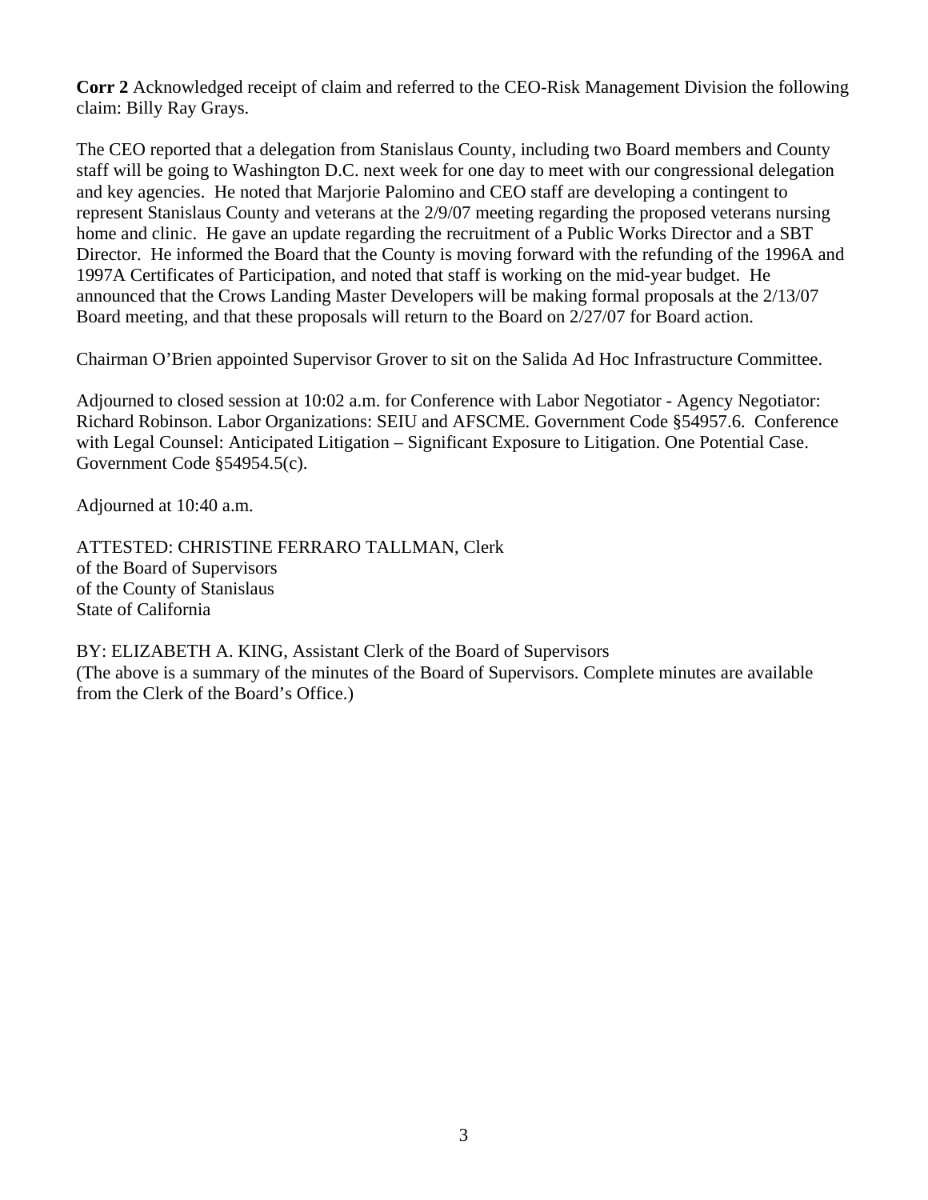**Corr 2** Acknowledged receipt of claim and referred to the CEO-Risk Management Division the following claim: Billy Ray Grays.

The CEO reported that a delegation from Stanislaus County, including two Board members and County staff will be going to Washington D.C. next week for one day to meet with our congressional delegation and key agencies. He noted that Marjorie Palomino and CEO staff are developing a contingent to represent Stanislaus County and veterans at the 2/9/07 meeting regarding the proposed veterans nursing home and clinic. He gave an update regarding the recruitment of a Public Works Director and a SBT Director. He informed the Board that the County is moving forward with the refunding of the 1996A and 1997A Certificates of Participation, and noted that staff is working on the mid-year budget. He announced that the Crows Landing Master Developers will be making formal proposals at the 2/13/07 Board meeting, and that these proposals will return to the Board on 2/27/07 for Board action.

Chairman O'Brien appointed Supervisor Grover to sit on the Salida Ad Hoc Infrastructure Committee.

Adjourned to closed session at 10:02 a.m. for Conference with Labor Negotiator - Agency Negotiator: Richard Robinson. Labor Organizations: SEIU and AFSCME. Government Code §54957.6. Conference with Legal Counsel: Anticipated Litigation – Significant Exposure to Litigation. One Potential Case. Government Code §54954.5(c).

Adjourned at 10:40 a.m.

ATTESTED: CHRISTINE FERRARO TALLMAN, Clerk
of the Board of Supervisors
of the County of Stanislaus
State of California

BY: ELIZABETH A. KING, Assistant Clerk of the Board of Supervisors
(The above is a summary of the minutes of the Board of Supervisors. Complete minutes are available from the Clerk of the Board's Office.)